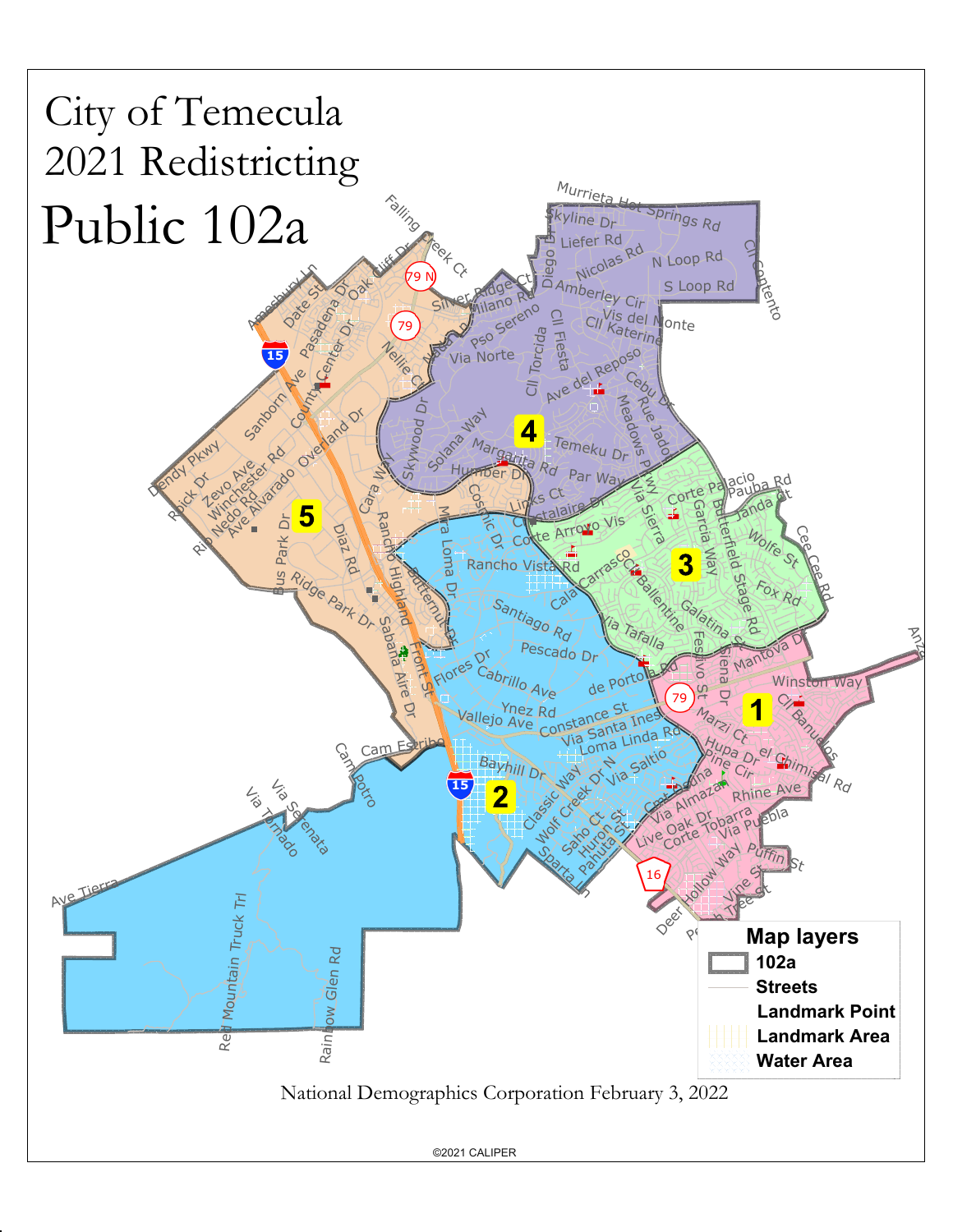# City of Temecula
# 2021 Redistricting
# Public 102a

**Map layers**

- 102a
- Streets
- Landmark Point
- Landmark Area
- Water Area

National Demographics Corporation February 3, 2022

©2021 CALIPER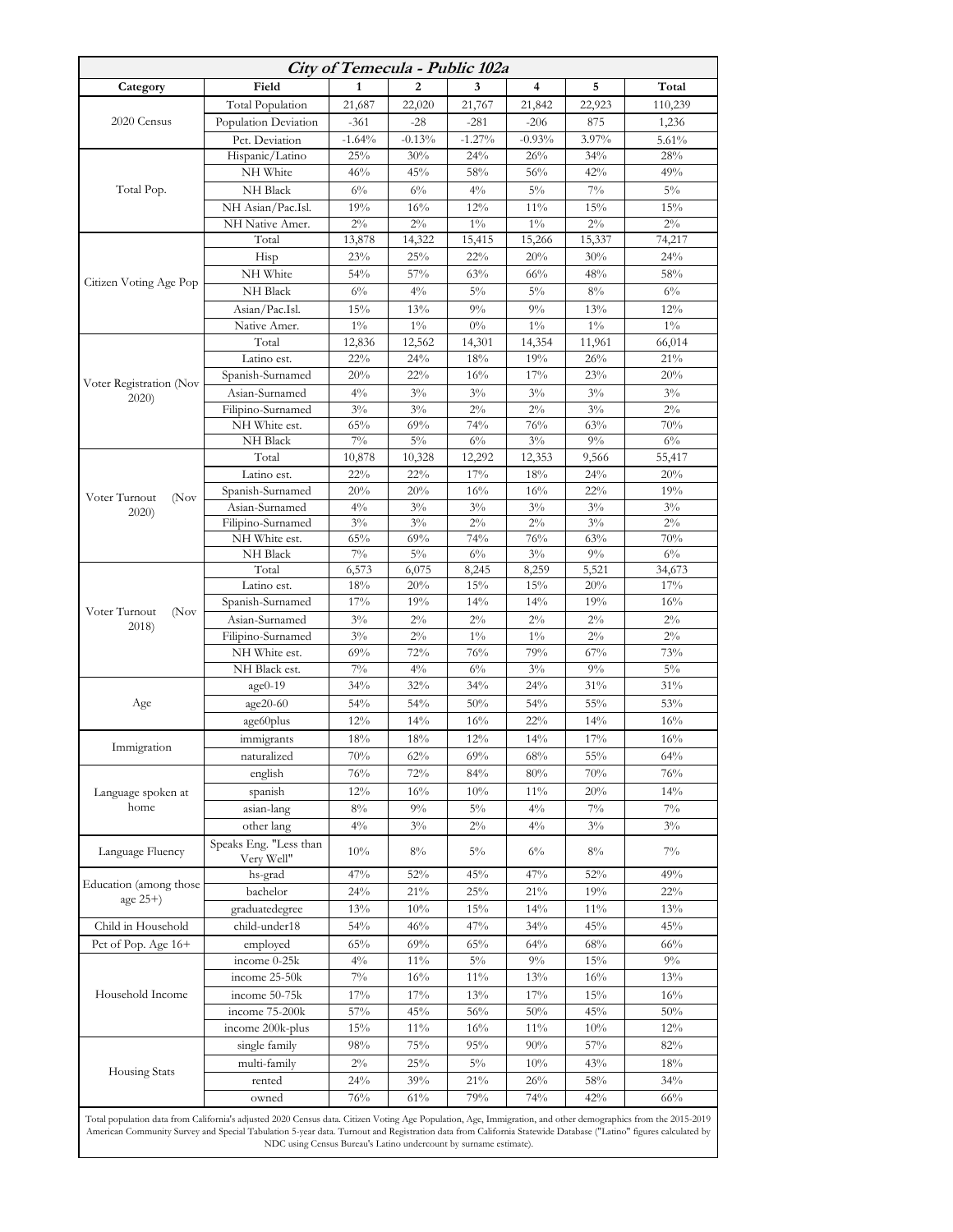# City of Temecula - Public 102a

| Category | Field | 1 | 2 | 3 | 4 | 5 | Total |
|---|---|---|---|---|---|---|---|
| 2020 Census | Total Population | 21,687 | 22,020 | 21,767 | 21,842 | 22,923 | 110,239 |
| | Population Deviation | -361 | -28 | -281 | -206 | 875 | 1,236 |
| | Pct. Deviation | -1.64% | -0.13% | -1.27% | -0.93% | 3.97% | 5.61% |
| Total Pop. | Hispanic/Latino | 25% | 30% | 24% | 26% | 34% | 28% |
| | NH White | 46% | 45% | 58% | 56% | 42% | 49% |
| | NH Black | 6% | 6% | 4% | 5% | 7% | 5% |
| | NH Asian/Pac.Isl. | 19% | 16% | 12% | 11% | 15% | 15% |
| | NH Native Amer. | 2% | 2% | 1% | 1% | 2% | 2% |
| Citizen Voting Age Pop | Total | 13,878 | 14,322 | 15,415 | 15,266 | 15,337 | 74,217 |
| | Hisp | 23% | 25% | 22% | 20% | 30% | 24% |
| | NH White | 54% | 57% | 63% | 66% | 48% | 58% |
| | NH Black | 6% | 4% | 5% | 5% | 8% | 6% |
| | Asian/Pac.Isl. | 15% | 13% | 9% | 9% | 13% | 12% |
| | Native Amer. | 1% | 1% | 0% | 1% | 1% | 1% |
| Voter Registration (Nov 2020) | Total | 12,836 | 12,562 | 14,301 | 14,354 | 11,961 | 66,014 |
| | Latino est. | 22% | 24% | 18% | 19% | 26% | 21% |
| | Spanish-Surnamed | 20% | 22% | 16% | 17% | 23% | 20% |
| | Asian-Surnamed | 4% | 3% | 3% | 3% | 3% | 3% |
| | Filipino-Surnamed | 3% | 3% | 2% | 2% | 3% | 2% |
| | NH White est. | 65% | 69% | 74% | 76% | 63% | 70% |
| | NH Black | 7% | 5% | 6% | 3% | 9% | 6% |
| Voter Turnout (Nov 2020) | Total | 10,878 | 10,328 | 12,292 | 12,353 | 9,566 | 55,417 |
| | Latino est. | 22% | 22% | 17% | 18% | 24% | 20% |
| | Spanish-Surnamed | 20% | 20% | 16% | 16% | 22% | 19% |
| | Asian-Surnamed | 4% | 3% | 3% | 3% | 3% | 3% |
| | Filipino-Surnamed | 3% | 3% | 2% | 2% | 3% | 2% |
| | NH White est. | 65% | 69% | 74% | 76% | 63% | 70% |
| | NH Black | 7% | 5% | 6% | 3% | 9% | 6% |
| Voter Turnout (Nov 2018) | Total | 6,573 | 6,075 | 8,245 | 8,259 | 5,521 | 34,673 |
| | Latino est. | 18% | 20% | 15% | 15% | 20% | 17% |
| | Spanish-Surnamed | 17% | 19% | 14% | 14% | 19% | 16% |
| | Asian-Surnamed | 3% | 2% | 2% | 2% | 2% | 2% |
| | Filipino-Surnamed | 3% | 2% | 1% | 1% | 2% | 2% |
| | NH White est. | 69% | 72% | 76% | 79% | 67% | 73% |
| | NH Black est. | 7% | 4% | 6% | 3% | 9% | 5% |
| Age | age0-19 | 34% | 32% | 34% | 24% | 31% | 31% |
| | age20-60 | 54% | 54% | 50% | 54% | 55% | 53% |
| | age60plus | 12% | 14% | 16% | 22% | 14% | 16% |
| Immigration | immigrants | 18% | 18% | 12% | 14% | 17% | 16% |
| | naturalized | 70% | 62% | 69% | 68% | 55% | 64% |
| Language spoken at home | english | 76% | 72% | 84% | 80% | 70% | 76% |
| | spanish | 12% | 16% | 10% | 11% | 20% | 14% |
| | asian-lang | 8% | 9% | 5% | 4% | 7% | 7% |
| | other lang | 4% | 3% | 2% | 4% | 3% | 3% |
| Language Fluency | Speaks Eng. "Less than Very Well" | 10% | 8% | 5% | 6% | 8% | 7% |
| Education (among those age 25+) | hs-grad | 47% | 52% | 45% | 47% | 52% | 49% |
| | bachelor | 24% | 21% | 25% | 21% | 19% | 22% |
| | graduatedegree | 13% | 10% | 15% | 14% | 11% | 13% |
| Child in Household | child-under18 | 54% | 46% | 47% | 34% | 45% | 45% |
| Pct of Pop. Age 16+ | employed | 65% | 69% | 65% | 64% | 68% | 66% |
| Household Income | income 0-25k | 4% | 11% | 5% | 9% | 15% | 9% |
| | income 25-50k | 7% | 16% | 11% | 13% | 16% | 13% |
| | income 50-75k | 17% | 17% | 13% | 17% | 15% | 16% |
| | income 75-200k | 57% | 45% | 56% | 50% | 45% | 50% |
| | income 200k-plus | 15% | 11% | 16% | 11% | 10% | 12% |
| Housing Stats | single family | 98% | 75% | 95% | 90% | 57% | 82% |
| | multi-family | 2% | 25% | 5% | 10% | 43% | 18% |
| | rented | 24% | 39% | 21% | 26% | 58% | 34% |
| | owned | 76% | 61% | 79% | 74% | 42% | 66% |

Total population data from California's adjusted 2020 Census data. Citizen Voting Age Population, Age, Immigration, and other demographics from the 2015-2019 American Community Survey and Special Tabulation 5-year data. Turnout and Registration data from California Statewide Database ("Latino" figures calculated by NDC using Census Bureau's Latino undercount by surname estimate).